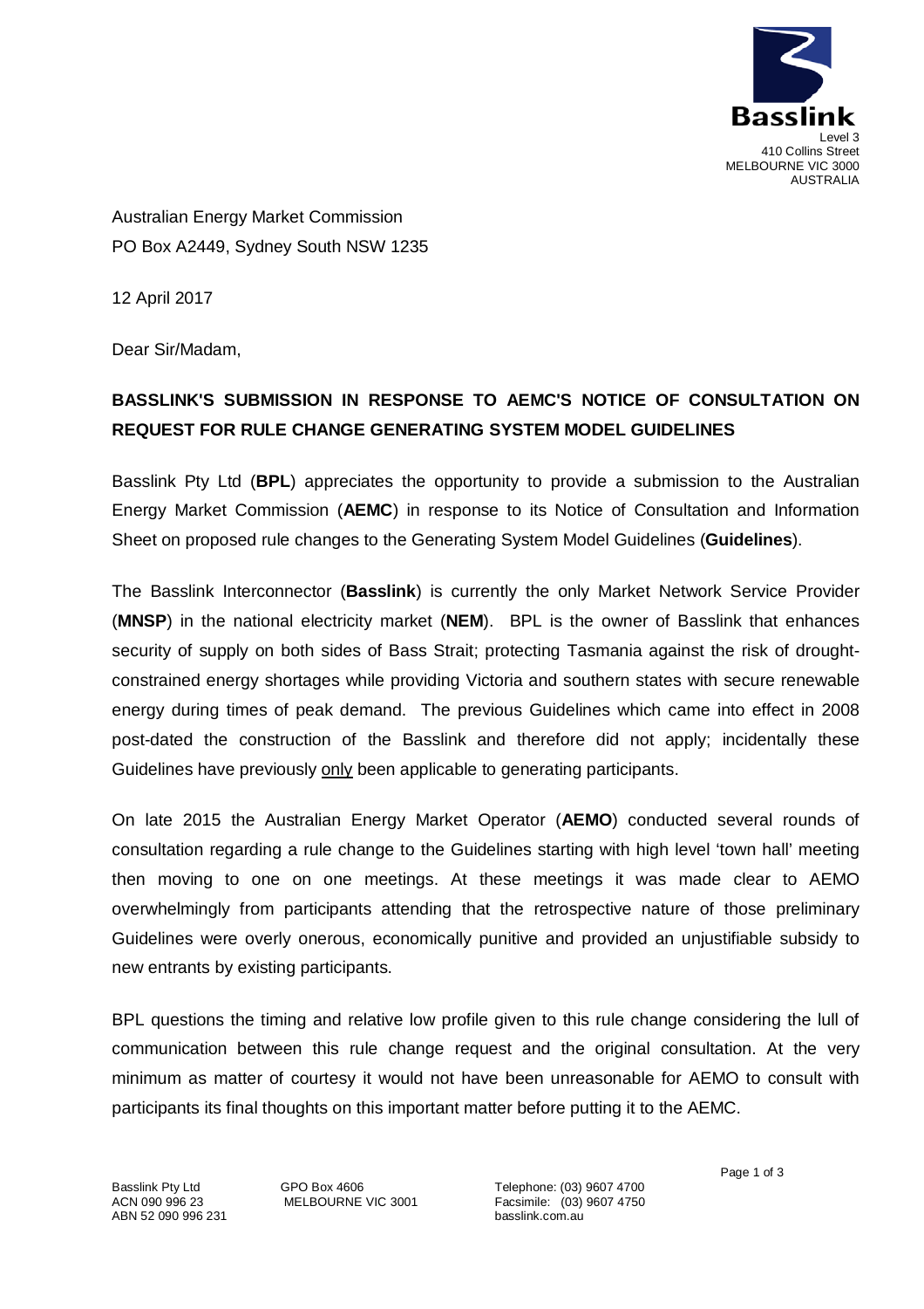**Basslink**
Level 3
410 Collins Street
MELBOURNE VIC 3000
AUSTRALIA

Australian Energy Market Commission
PO Box A2449, Sydney South NSW 1235

12 April 2017

Dear Sir/Madam,

**BASSLINK'S SUBMISSION IN RESPONSE TO AEMC'S NOTICE OF CONSULTATION ON REQUEST FOR RULE CHANGE GENERATING SYSTEM MODEL GUIDELINES**

Basslink Pty Ltd (**BPL**) appreciates the opportunity to provide a submission to the Australian Energy Market Commission (**AEMC**) in response to its Notice of Consultation and Information Sheet on proposed rule changes to the Generating System Model Guidelines (**Guidelines**).

The Basslink Interconnector (**Basslink**) is currently the only Market Network Service Provider (**MNSP**) in the national electricity market (**NEM**). BPL is the owner of Basslink that enhances security of supply on both sides of Bass Strait; protecting Tasmania against the risk of drought-constrained energy shortages while providing Victoria and southern states with secure renewable energy during times of peak demand. The previous Guidelines which came into effect in 2008 post-dated the construction of the Basslink and therefore did not apply; incidentally these Guidelines have previously <u>only</u> been applicable to generating participants.

On late 2015 the Australian Energy Market Operator (**AEMO**) conducted several rounds of consultation regarding a rule change to the Guidelines starting with high level 'town hall' meeting then moving to one on one meetings. At these meetings it was made clear to AEMO overwhelmingly from participants attending that the retrospective nature of those preliminary Guidelines were overly onerous, economically punitive and provided an unjustifiable subsidy to new entrants by existing participants.

BPL questions the timing and relative low profile given to this rule change considering the lull of communication between this rule change request and the original consultation. At the very minimum as matter of courtesy it would not have been unreasonable for AEMO to consult with participants its final thoughts on this important matter before putting it to the AEMC.

Basslink Pty Ltd
ACN 090 996 23
ABN 52 090 996 231

GPO Box 4606
MELBOURNE VIC 3001

Telephone: (03) 9607 4700
Facsimile: (03) 9607 4750
basslink.com.au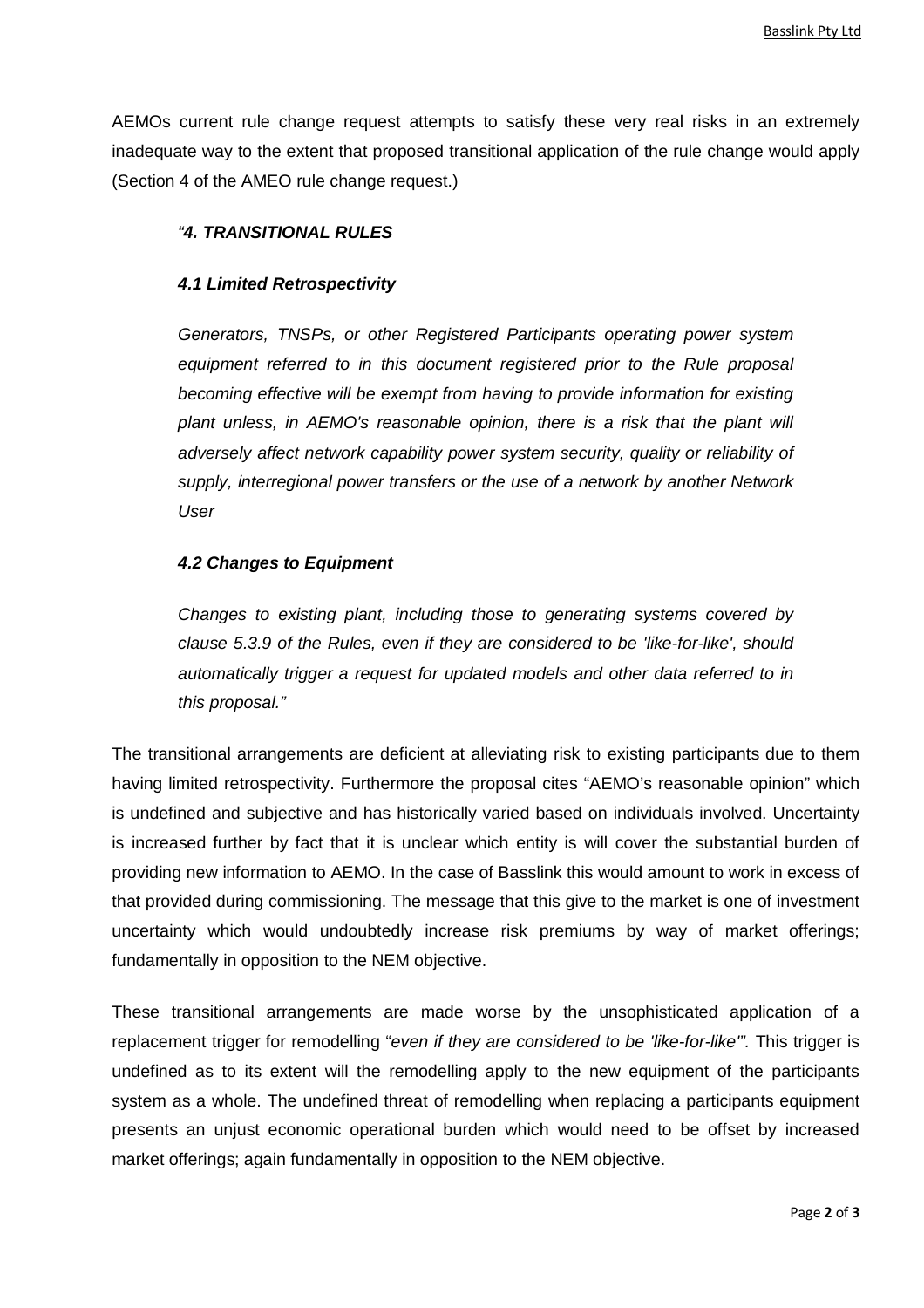AEMOs current rule change request attempts to satisfy these very real risks in an extremely inadequate way to the extent that proposed transitional application of the rule change would apply (Section 4 of the AMEO rule change request.)

> *"**4. TRANSITIONAL RULES***
>
> ***4.1 Limited Retrospectivity***
>
> *Generators, TNSPs, or other Registered Participants operating power system equipment referred to in this document registered prior to the Rule proposal becoming effective will be exempt from having to provide information for existing plant unless, in AEMO's reasonable opinion, there is a risk that the plant will adversely affect network capability power system security, quality or reliability of supply, interregional power transfers or the use of a network by another Network User*
>
> ***4.2 Changes to Equipment***
>
> *Changes to existing plant, including those to generating systems covered by clause 5.3.9 of the Rules, even if they are considered to be 'like-for-like', should automatically trigger a request for updated models and other data referred to in this proposal."*

The transitional arrangements are deficient at alleviating risk to existing participants due to them having limited retrospectivity. Furthermore the proposal cites "AEMO's reasonable opinion" which is undefined and subjective and has historically varied based on individuals involved. Uncertainty is increased further by fact that it is unclear which entity is will cover the substantial burden of providing new information to AEMO. In the case of Basslink this would amount to work in excess of that provided during commissioning. The message that this give to the market is one of investment uncertainty which would undoubtedly increase risk premiums by way of market offerings; fundamentally in opposition to the NEM objective.

These transitional arrangements are made worse by the unsophisticated application of a replacement trigger for remodelling "*even if they are considered to be 'like-for-like'".* This trigger is undefined as to its extent will the remodelling apply to the new equipment of the participants system as a whole. The undefined threat of remodelling when replacing a participants equipment presents an unjust economic operational burden which would need to be offset by increased market offerings; again fundamentally in opposition to the NEM objective.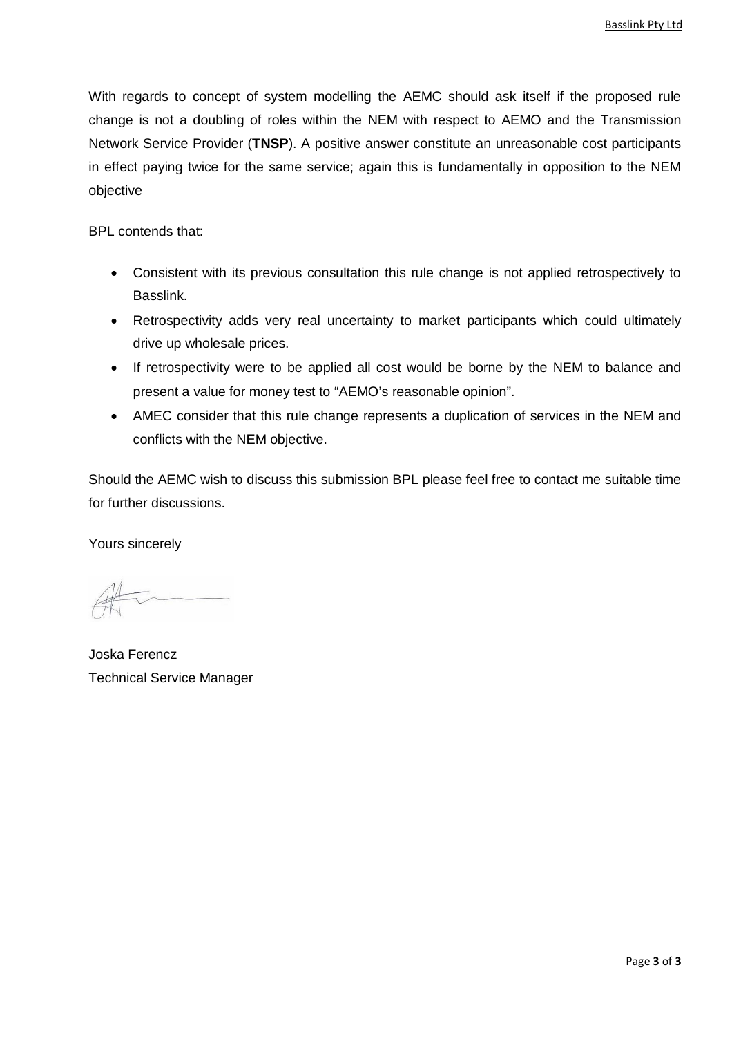With regards to concept of system modelling the AEMC should ask itself if the proposed rule change is not a doubling of roles within the NEM with respect to AEMO and the Transmission Network Service Provider (**TNSP**). A positive answer constitute an unreasonable cost participants in effect paying twice for the same service; again this is fundamentally in opposition to the NEM objective

BPL contends that:

- Consistent with its previous consultation this rule change is not applied retrospectively to Basslink.
- Retrospectivity adds very real uncertainty to market participants which could ultimately drive up wholesale prices.
- If retrospectivity were to be applied all cost would be borne by the NEM to balance and present a value for money test to "AEMO's reasonable opinion".
- AMEC consider that this rule change represents a duplication of services in the NEM and conflicts with the NEM objective.

Should the AEMC wish to discuss this submission BPL please feel free to contact me suitable time for further discussions.

Yours sincerely

Joska Ferencz
Technical Service Manager